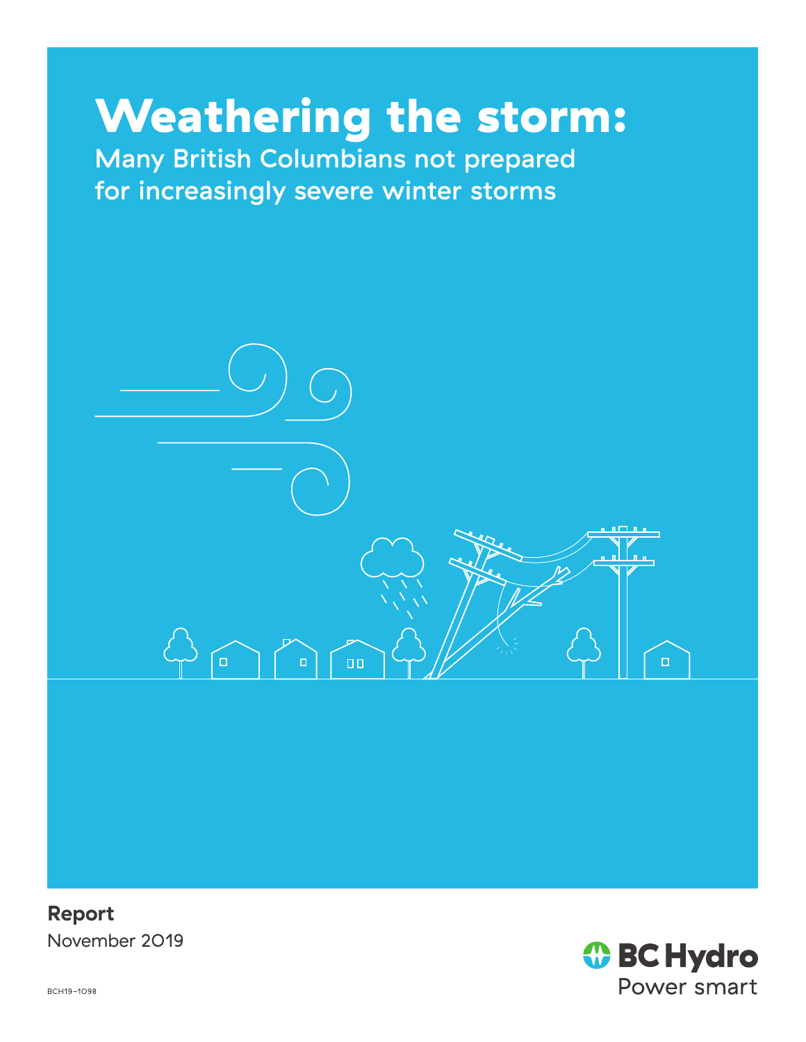# Weathering the storm:

## Many British Columbians not prepared for increasingly severe winter storms

**Report**

November 2019

BC Hydro

Power smart

BCH19-1098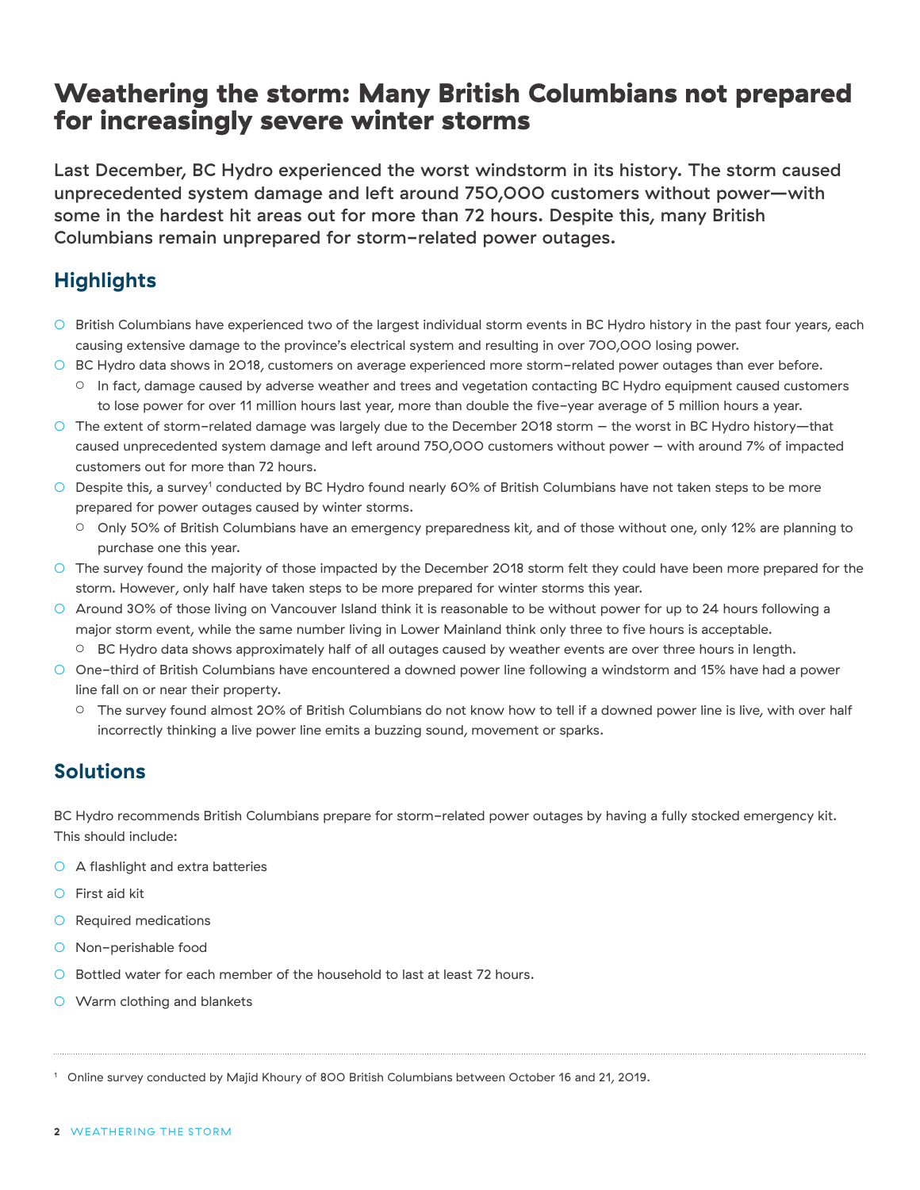# Weathering the storm: Many British Columbians not prepared for increasingly severe winter storms

**Last December, BC Hydro experienced the worst windstorm in its history. The storm caused unprecedented system damage and left around 750,000 customers without power—with some in the hardest hit areas out for more than 72 hours. Despite this, many British Columbians remain unprepared for storm-related power outages.**

## Highlights

- British Columbians have experienced two of the largest individual storm events in BC Hydro history in the past four years, each causing extensive damage to the province's electrical system and resulting in over 700,000 losing power.
- BC Hydro data shows in 2018, customers on average experienced more storm-related power outages than ever before.
  - In fact, damage caused by adverse weather and trees and vegetation contacting BC Hydro equipment caused customers to lose power for over 11 million hours last year, more than double the five-year average of 5 million hours a year.
- The extent of storm-related damage was largely due to the December 2018 storm – the worst in BC Hydro history—that caused unprecedented system damage and left around 750,000 customers without power – with around 7% of impacted customers out for more than 72 hours.
- Despite this, a survey[1] conducted by BC Hydro found nearly 60% of British Columbians have not taken steps to be more prepared for power outages caused by winter storms.
  - Only 50% of British Columbians have an emergency preparedness kit, and of those without one, only 12% are planning to purchase one this year.
- The survey found the majority of those impacted by the December 2018 storm felt they could have been more prepared for the storm. However, only half have taken steps to be more prepared for winter storms this year.
- Around 30% of those living on Vancouver Island think it is reasonable to be without power for up to 24 hours following a major storm event, while the same number living in Lower Mainland think only three to five hours is acceptable.
  - BC Hydro data shows approximately half of all outages caused by weather events are over three hours in length.
- One-third of British Columbians have encountered a downed power line following a windstorm and 15% have had a power line fall on or near their property.
  - The survey found almost 20% of British Columbians do not know how to tell if a downed power line is live, with over half incorrectly thinking a live power line emits a buzzing sound, movement or sparks.

## Solutions

BC Hydro recommends British Columbians prepare for storm-related power outages by having a fully stocked emergency kit. This should include:

- A flashlight and extra batteries
- First aid kit
- Required medications
- Non-perishable food
- Bottled water for each member of the household to last at least 72 hours.
- Warm clothing and blankets

---

[1] Online survey conducted by Majid Khoury of 800 British Columbians between October 16 and 21, 2019.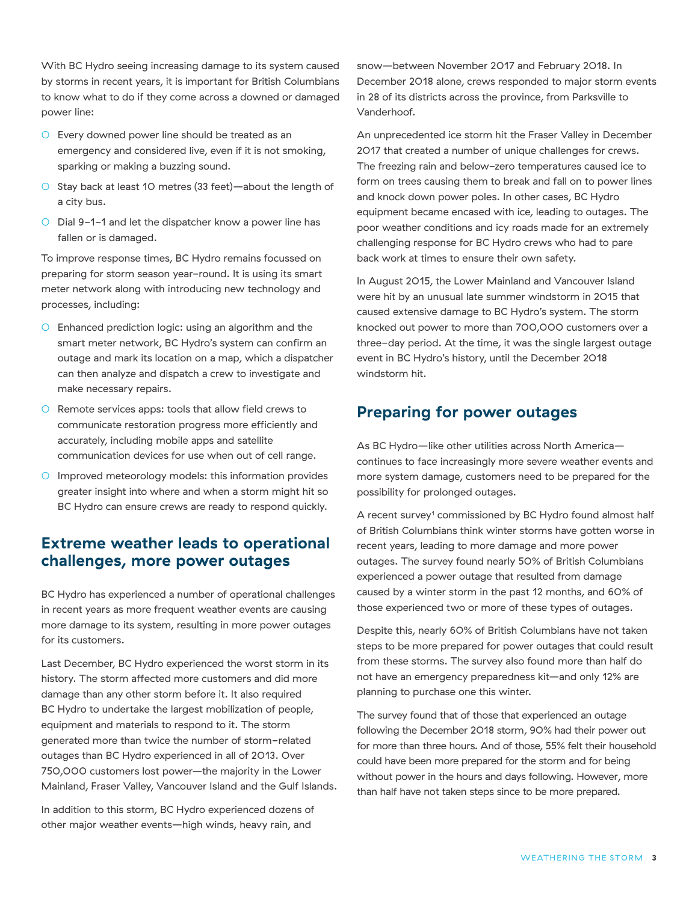With BC Hydro seeing increasing damage to its system caused by storms in recent years, it is important for British Columbians to know what to do if they come across a downed or damaged power line:

- Every downed power line should be treated as an emergency and considered live, even if it is not smoking, sparking or making a buzzing sound.
- Stay back at least 10 metres (33 feet)—about the length of a city bus.
- Dial 9-1-1 and let the dispatcher know a power line has fallen or is damaged.

To improve response times, BC Hydro remains focussed on preparing for storm season year-round. It is using its smart meter network along with introducing new technology and processes, including:

- Enhanced prediction logic: using an algorithm and the smart meter network, BC Hydro's system can confirm an outage and mark its location on a map, which a dispatcher can then analyze and dispatch a crew to investigate and make necessary repairs.
- Remote services apps: tools that allow field crews to communicate restoration progress more efficiently and accurately, including mobile apps and satellite communication devices for use when out of cell range.
- Improved meteorology models: this information provides greater insight into where and when a storm might hit so BC Hydro can ensure crews are ready to respond quickly.

## Extreme weather leads to operational challenges, more power outages

BC Hydro has experienced a number of operational challenges in recent years as more frequent weather events are causing more damage to its system, resulting in more power outages for its customers.

Last December, BC Hydro experienced the worst storm in its history. The storm affected more customers and did more damage than any other storm before it. It also required BC Hydro to undertake the largest mobilization of people, equipment and materials to respond to it. The storm generated more than twice the number of storm-related outages than BC Hydro experienced in all of 2013. Over 750,000 customers lost power—the majority in the Lower Mainland, Fraser Valley, Vancouver Island and the Gulf Islands.

In addition to this storm, BC Hydro experienced dozens of other major weather events—high winds, heavy rain, and snow—between November 2017 and February 2018. In December 2018 alone, crews responded to major storm events in 28 of its districts across the province, from Parksville to Vanderhoof.

An unprecedented ice storm hit the Fraser Valley in December 2017 that created a number of unique challenges for crews. The freezing rain and below-zero temperatures caused ice to form on trees causing them to break and fall on to power lines and knock down power poles. In other cases, BC Hydro equipment became encased with ice, leading to outages. The poor weather conditions and icy roads made for an extremely challenging response for BC Hydro crews who had to pare back work at times to ensure their own safety.

In August 2015, the Lower Mainland and Vancouver Island were hit by an unusual late summer windstorm in 2015 that caused extensive damage to BC Hydro's system. The storm knocked out power to more than 700,000 customers over a three-day period. At the time, it was the single largest outage event in BC Hydro's history, until the December 2018 windstorm hit.

## Preparing for power outages

As BC Hydro—like other utilities across North America—continues to face increasingly more severe weather events and more system damage, customers need to be prepared for the possibility for prolonged outages.

A recent survey[1] commissioned by BC Hydro found almost half of British Columbians think winter storms have gotten worse in recent years, leading to more damage and more power outages. The survey found nearly 50% of British Columbians experienced a power outage that resulted from damage caused by a winter storm in the past 12 months, and 60% of those experienced two or more of these types of outages.

Despite this, nearly 60% of British Columbians have not taken steps to be more prepared for power outages that could result from these storms. The survey also found more than half do not have an emergency preparedness kit—and only 12% are planning to purchase one this winter.

The survey found that of those that experienced an outage following the December 2018 storm, 90% had their power out for more than three hours. And of those, 55% felt their household could have been more prepared for the storm and for being without power in the hours and days following. However, more than half have not taken steps since to be more prepared.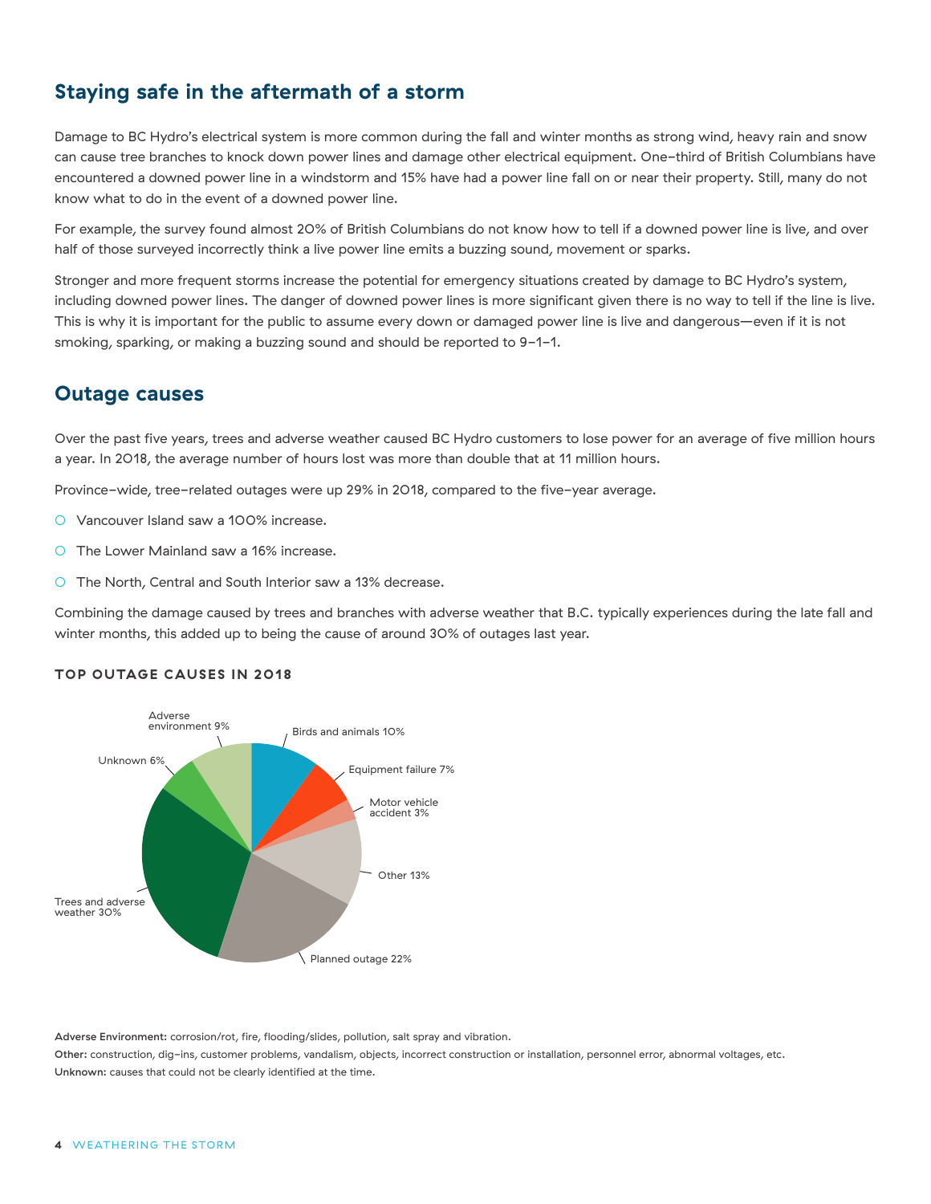## Staying safe in the aftermath of a storm

Damage to BC Hydro's electrical system is more common during the fall and winter months as strong wind, heavy rain and snow can cause tree branches to knock down power lines and damage other electrical equipment. One-third of British Columbians have encountered a downed power line in a windstorm and 15% have had a power line fall on or near their property. Still, many do not know what to do in the event of a downed power line.

For example, the survey found almost 20% of British Columbians do not know how to tell if a downed power line is live, and over half of those surveyed incorrectly think a live power line emits a buzzing sound, movement or sparks.

Stronger and more frequent storms increase the potential for emergency situations created by damage to BC Hydro's system, including downed power lines. The danger of downed power lines is more significant given there is no way to tell if the line is live. This is why it is important for the public to assume every down or damaged power line is live and dangerous—even if it is not smoking, sparking, or making a buzzing sound and should be reported to 9-1-1.

## Outage causes

Over the past five years, trees and adverse weather caused BC Hydro customers to lose power for an average of five million hours a year. In 2018, the average number of hours lost was more than double that at 11 million hours.

Province-wide, tree-related outages were up 29% in 2018, compared to the five-year average.

- Vancouver Island saw a 100% increase.
- The Lower Mainland saw a 16% increase.
- The North, Central and South Interior saw a 13% decrease.

Combining the damage caused by trees and branches with adverse weather that B.C. typically experiences during the late fall and winter months, this added up to being the cause of around 30% of outages last year.

**TOP OUTAGE CAUSES IN 2018**

| Cause | Share |
|---|---|
| Birds and animals | 10% |
| Equipment failure | 7% |
| Motor vehicle accident | 3% |
| Other | 13% |
| Planned outage | 22% |
| Trees and adverse weather | 30% |
| Unknown | 6% |
| Adverse environment | 9% |

**Adverse Environment:** corrosion/rot, fire, flooding/slides, pollution, salt spray and vibration.

**Other:** construction, dig-ins, customer problems, vandalism, objects, incorrect construction or installation, personnel error, abnormal voltages, etc.

**Unknown:** causes that could not be clearly identified at the time.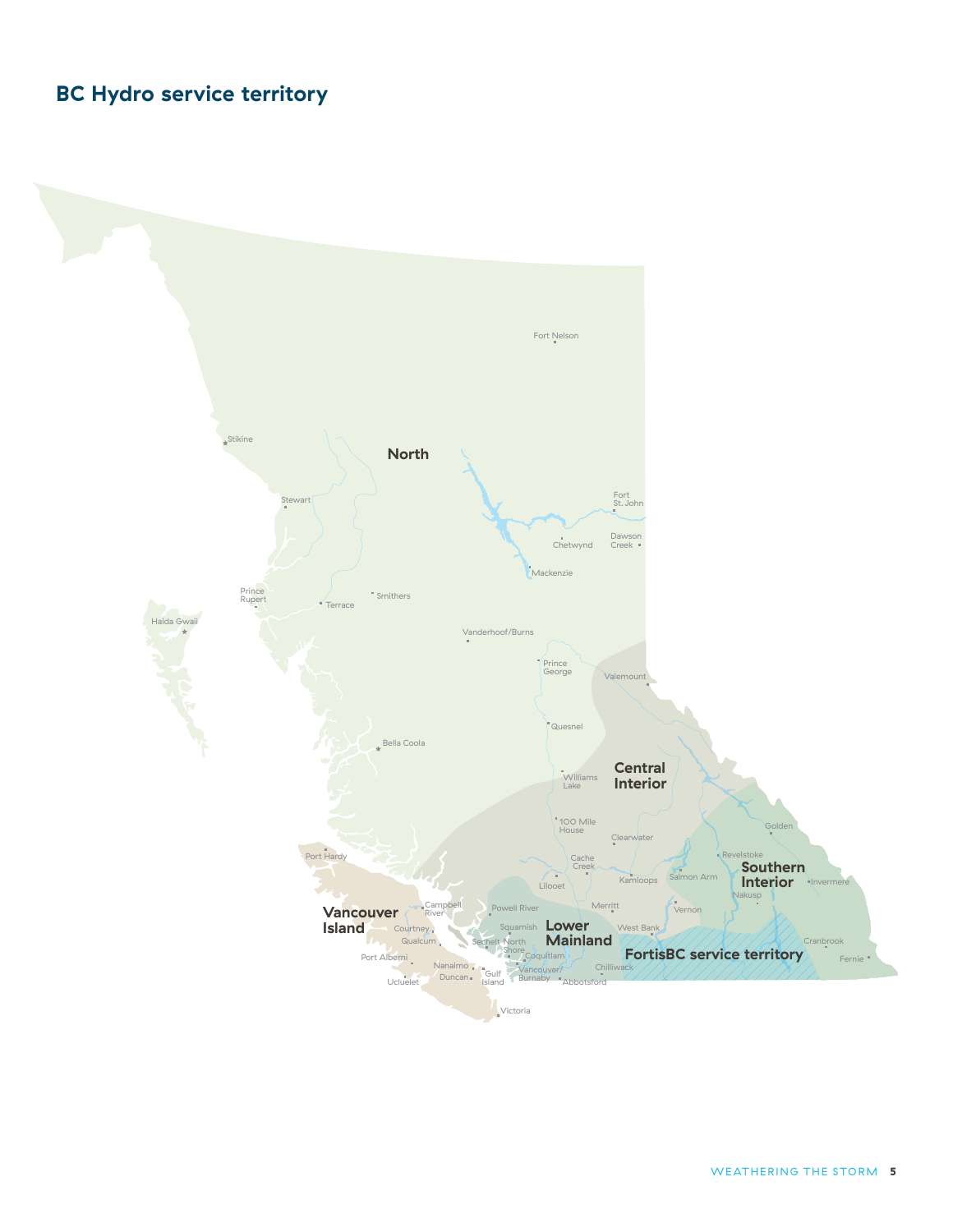## BC Hydro service territory

North

Fort Nelson

Stikine

Stewart

Fort St. John

Dawson Creek

Chetwynd

Mackenzie

Prince Rupert

Terrace

Smithers

Haida Gwaii

Vanderhoof/Burns

Prince George

Valemount

Quesnel

Bella Coola

Central Interior

Williams Lake

100 Mile House

Clearwater

Golden

Port Hardy

Cache Creek

Revelstoke

Southern Interior

Lillooet

Kamloops

Salmon Arm

Invermere

Nakusp

Vancouver Island

Campbell River

Powell River

Merritt

Vernon

Courtney

Squamish

Lower Mainland

West Bank

Qualcum

Sechelt

North Shore

Cranbrook

FortisBC service territory

Port Alberni

Coquitlam

Fernie

Nanaimo

Gulf Island

Vancouver/Burnaby

Chilliwack

Ucluelet

Duncan

Abbotsford

Victoria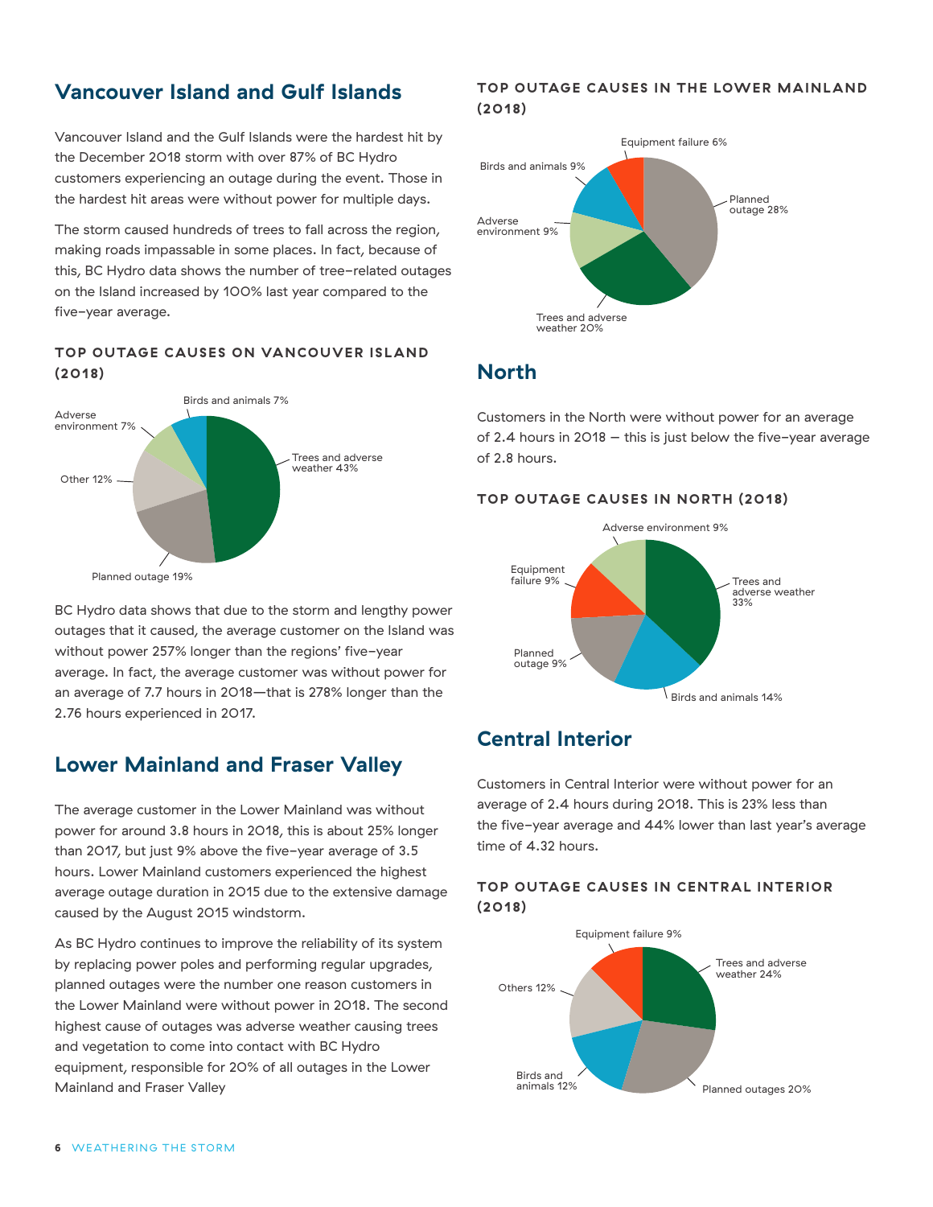## Vancouver Island and Gulf Islands

Vancouver Island and the Gulf Islands were the hardest hit by the December 2018 storm with over 87% of BC Hydro customers experiencing an outage during the event. Those in the hardest hit areas were without power for multiple days.

The storm caused hundreds of trees to fall across the region, making roads impassable in some places. In fact, because of this, BC Hydro data shows the number of tree-related outages on the Island increased by 100% last year compared to the five-year average.

#### TOP OUTAGE CAUSES ON VANCOUVER ISLAND (2018)

| Cause | Share |
| --- | --- |
| Trees and adverse weather | 43% |
| Planned outage | 19% |
| Other | 12% |
| Adverse environment | 7% |
| Birds and animals | 7% |

BC Hydro data shows that due to the storm and lengthy power outages that it caused, the average customer on the Island was without power 257% longer than the regions' five-year average. In fact, the average customer was without power for an average of 7.7 hours in 2018—that is 278% longer than the 2.76 hours experienced in 2017.

## Lower Mainland and Fraser Valley

The average customer in the Lower Mainland was without power for around 3.8 hours in 2018, this is about 25% longer than 2017, but just 9% above the five-year average of 3.5 hours. Lower Mainland customers experienced the highest average outage duration in 2015 due to the extensive damage caused by the August 2015 windstorm.

As BC Hydro continues to improve the reliability of its system by replacing power poles and performing regular upgrades, planned outages were the number one reason customers in the Lower Mainland were without power in 2018. The second highest cause of outages was adverse weather causing trees and vegetation to come into contact with BC Hydro equipment, responsible for 20% of all outages in the Lower Mainland and Fraser Valley

#### TOP OUTAGE CAUSES IN THE LOWER MAINLAND (2018)

| Cause | Share |
| --- | --- |
| Planned outage | 28% |
| Trees and adverse weather | 20% |
| Adverse environment | 9% |
| Birds and animals | 9% |
| Equipment failure | 6% |

## North

Customers in the North were without power for an average of 2.4 hours in 2018 – this is just below the five-year average of 2.8 hours.

#### TOP OUTAGE CAUSES IN NORTH (2018)

| Cause | Share |
| --- | --- |
| Trees and adverse weather | 33% |
| Birds and animals | 14% |
| Planned outage | 9% |
| Equipment failure | 9% |
| Adverse environment | 9% |

## Central Interior

Customers in Central Interior were without power for an average of 2.4 hours during 2018. This is 23% less than the five-year average and 44% lower than last year's average time of 4.32 hours.

#### TOP OUTAGE CAUSES IN CENTRAL INTERIOR (2018)

| Cause | Share |
| --- | --- |
| Trees and adverse weather | 24% |
| Planned outages | 20% |
| Birds and animals | 12% |
| Others | 12% |
| Equipment failure | 9% |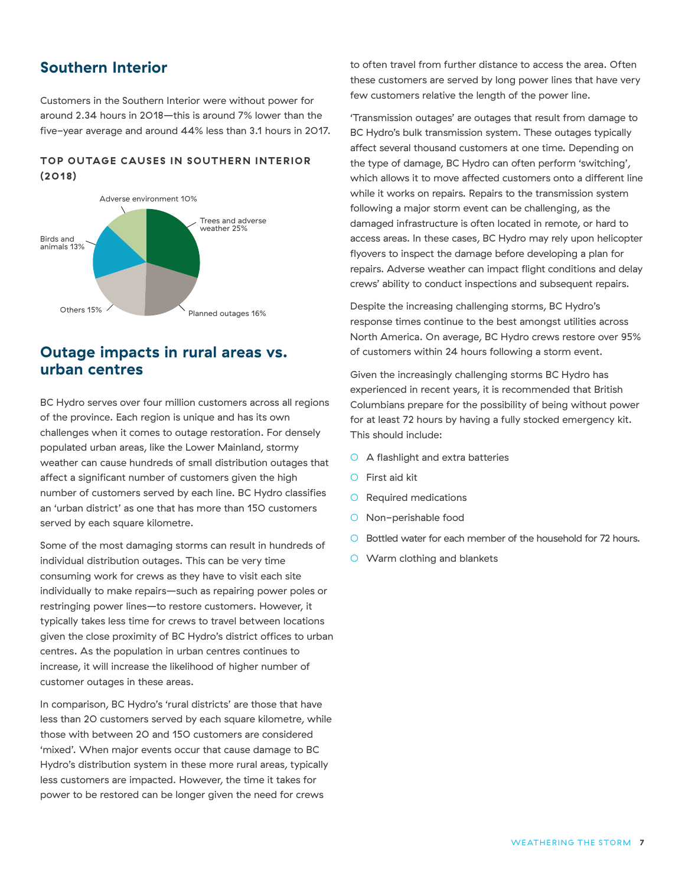## Southern Interior

Customers in the Southern Interior were without power for around 2.34 hours in 2018—this is around 7% lower than the five-year average and around 44% less than 3.1 hours in 2017.

### TOP OUTAGE CAUSES IN SOUTHERN INTERIOR (2018)

- Trees and adverse weather 25%
- Planned outages 16%
- Others 15%
- Birds and animals 13%
- Adverse environment 10%

## Outage impacts in rural areas vs. urban centres

BC Hydro serves over four million customers across all regions of the province. Each region is unique and has its own challenges when it comes to outage restoration. For densely populated urban areas, like the Lower Mainland, stormy weather can cause hundreds of small distribution outages that affect a significant number of customers given the high number of customers served by each line. BC Hydro classifies an 'urban district' as one that has more than 150 customers served by each square kilometre.

Some of the most damaging storms can result in hundreds of individual distribution outages. This can be very time consuming work for crews as they have to visit each site individually to make repairs—such as repairing power poles or restringing power lines—to restore customers. However, it typically takes less time for crews to travel between locations given the close proximity of BC Hydro's district offices to urban centres. As the population in urban centres continues to increase, it will increase the likelihood of higher number of customer outages in these areas.

In comparison, BC Hydro's 'rural districts' are those that have less than 20 customers served by each square kilometre, while those with between 20 and 150 customers are considered 'mixed'. When major events occur that cause damage to BC Hydro's distribution system in these more rural areas, typically less customers are impacted. However, the time it takes for power to be restored can be longer given the need for crews to often travel from further distance to access the area. Often these customers are served by long power lines that have very few customers relative the length of the power line.

'Transmission outages' are outages that result from damage to BC Hydro's bulk transmission system. These outages typically affect several thousand customers at one time. Depending on the type of damage, BC Hydro can often perform 'switching', which allows it to move affected customers onto a different line while it works on repairs. Repairs to the transmission system following a major storm event can be challenging, as the damaged infrastructure is often located in remote, or hard to access areas. In these cases, BC Hydro may rely upon helicopter flyovers to inspect the damage before developing a plan for repairs. Adverse weather can impact flight conditions and delay crews' ability to conduct inspections and subsequent repairs.

Despite the increasing challenging storms, BC Hydro's response times continue to the best amongst utilities across North America. On average, BC Hydro crews restore over 95% of customers within 24 hours following a storm event.

Given the increasingly challenging storms BC Hydro has experienced in recent years, it is recommended that British Columbians prepare for the possibility of being without power for at least 72 hours by having a fully stocked emergency kit. This should include:

- A flashlight and extra batteries
- First aid kit
- Required medications
- Non-perishable food
- Bottled water for each member of the household for 72 hours.
- Warm clothing and blankets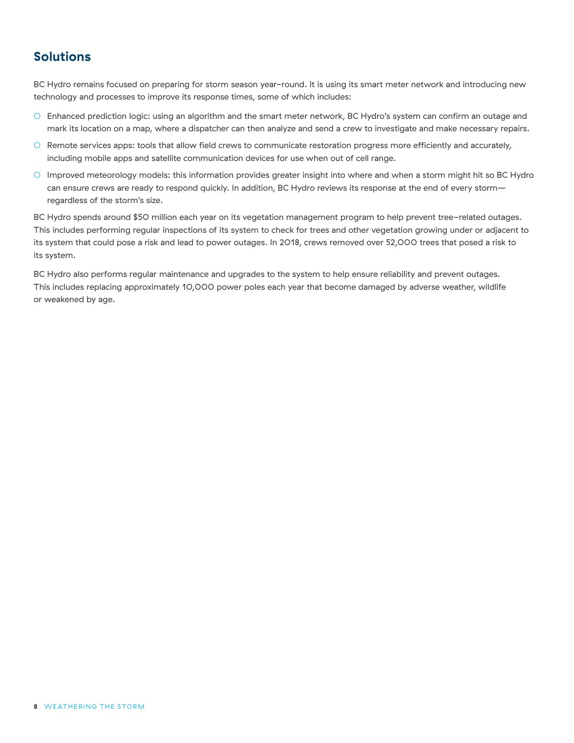## Solutions

BC Hydro remains focused on preparing for storm season year-round. It is using its smart meter network and introducing new technology and processes to improve its response times, some of which includes:

- Enhanced prediction logic: using an algorithm and the smart meter network, BC Hydro's system can confirm an outage and mark its location on a map, where a dispatcher can then analyze and send a crew to investigate and make necessary repairs.
- Remote services apps: tools that allow field crews to communicate restoration progress more efficiently and accurately, including mobile apps and satellite communication devices for use when out of cell range.
- Improved meteorology models: this information provides greater insight into where and when a storm might hit so BC Hydro can ensure crews are ready to respond quickly. In addition, BC Hydro reviews its response at the end of every storm—regardless of the storm's size.

BC Hydro spends around $50 million each year on its vegetation management program to help prevent tree-related outages. This includes performing regular inspections of its system to check for trees and other vegetation growing under or adjacent to its system that could pose a risk and lead to power outages. In 2018, crews removed over 52,000 trees that posed a risk to its system.

BC Hydro also performs regular maintenance and upgrades to the system to help ensure reliability and prevent outages. This includes replacing approximately 10,000 power poles each year that become damaged by adverse weather, wildlife or weakened by age.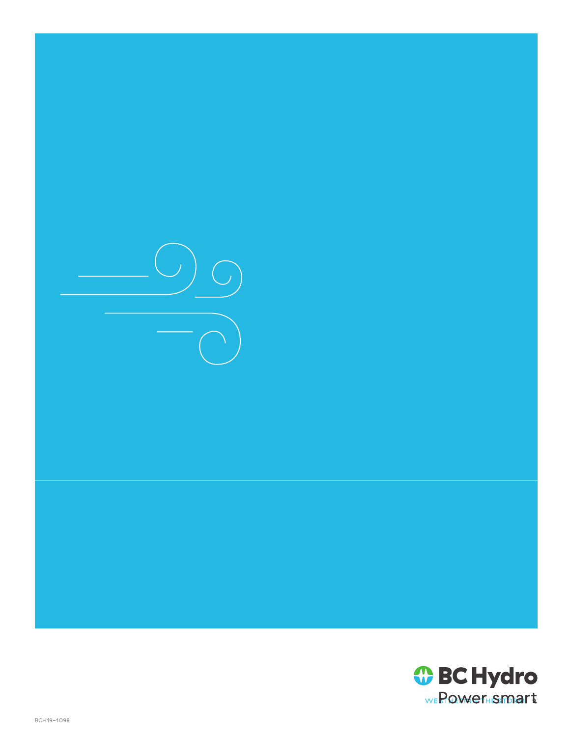BC Hydro

Power smart

BCH19-1098